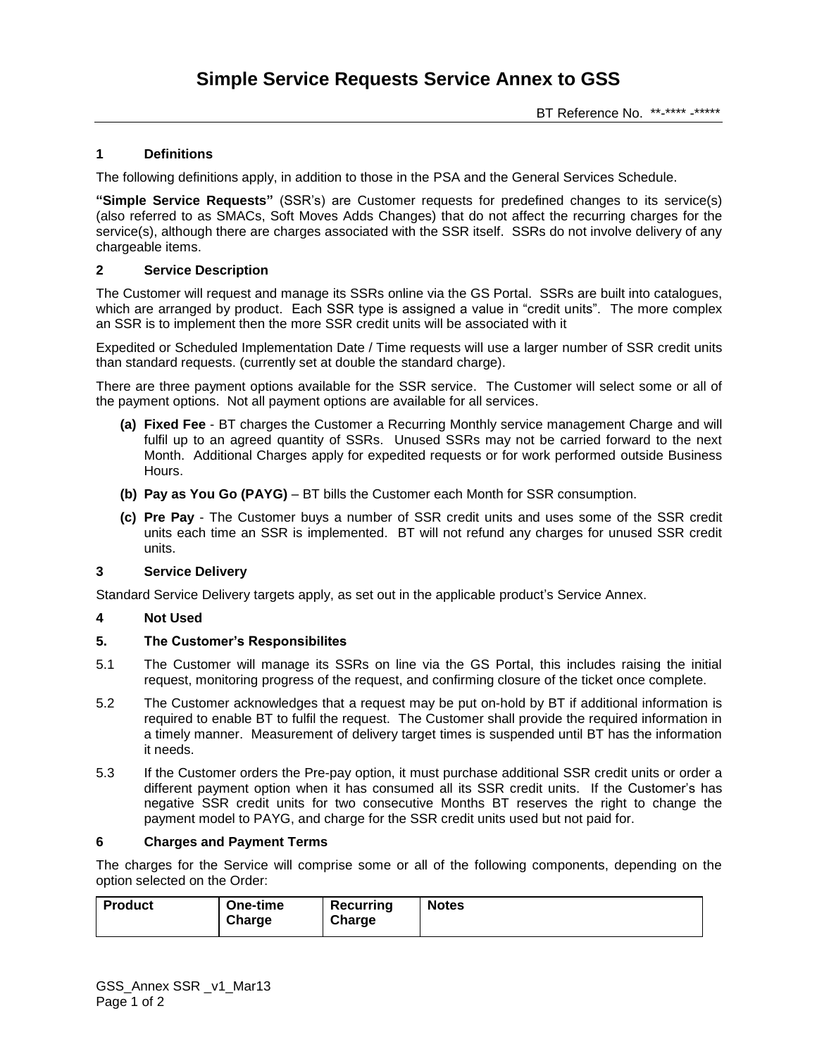# Simple Service Requests Service Annex to GSS

BT Reference No. **-**** -*****

## 1 Definitions

The following definitions apply, in addition to those in the PSA and the General Services Schedule.

**"Simple Service Requests"** (SSR's) are Customer requests for predefined changes to its service(s) (also referred to as SMACs, Soft Moves Adds Changes) that do not affect the recurring charges for the service(s), although there are charges associated with the SSR itself. SSRs do not involve delivery of any chargeable items.

## 2 Service Description

The Customer will request and manage its SSRs online via the GS Portal. SSRs are built into catalogues, which are arranged by product. Each SSR type is assigned a value in "credit units". The more complex an SSR is to implement then the more SSR credit units will be associated with it

Expedited or Scheduled Implementation Date / Time requests will use a larger number of SSR credit units than standard requests. (currently set at double the standard charge).

There are three payment options available for the SSR service. The Customer will select some or all of the payment options. Not all payment options are available for all services.

**(a) Fixed Fee** - BT charges the Customer a Recurring Monthly service management Charge and will fulfil up to an agreed quantity of SSRs. Unused SSRs may not be carried forward to the next Month. Additional Charges apply for expedited requests or for work performed outside Business Hours.

**(b) Pay as You Go (PAYG)** – BT bills the Customer each Month for SSR consumption.

**(c) Pre Pay** - The Customer buys a number of SSR credit units and uses some of the SSR credit units each time an SSR is implemented. BT will not refund any charges for unused SSR credit units.

## 3 Service Delivery

Standard Service Delivery targets apply, as set out in the applicable product's Service Annex.

## 4 Not Used

## 5. The Customer's Responsibilites

5.1 The Customer will manage its SSRs on line via the GS Portal, this includes raising the initial request, monitoring progress of the request, and confirming closure of the ticket once complete.

5.2 The Customer acknowledges that a request may be put on-hold by BT if additional information is required to enable BT to fulfil the request. The Customer shall provide the required information in a timely manner. Measurement of delivery target times is suspended until BT has the information it needs.

5.3 If the Customer orders the Pre-pay option, it must purchase additional SSR credit units or order a different payment option when it has consumed all its SSR credit units. If the Customer's has negative SSR credit units for two consecutive Months BT reserves the right to change the payment model to PAYG, and charge for the SSR credit units used but not paid for.

## 6 Charges and Payment Terms

The charges for the Service will comprise some or all of the following components, depending on the option selected on the Order:

| Product | One-time Charge | Recurring Charge | Notes |
|---|---|---|---|

GSS_Annex SSR _v1_Mar13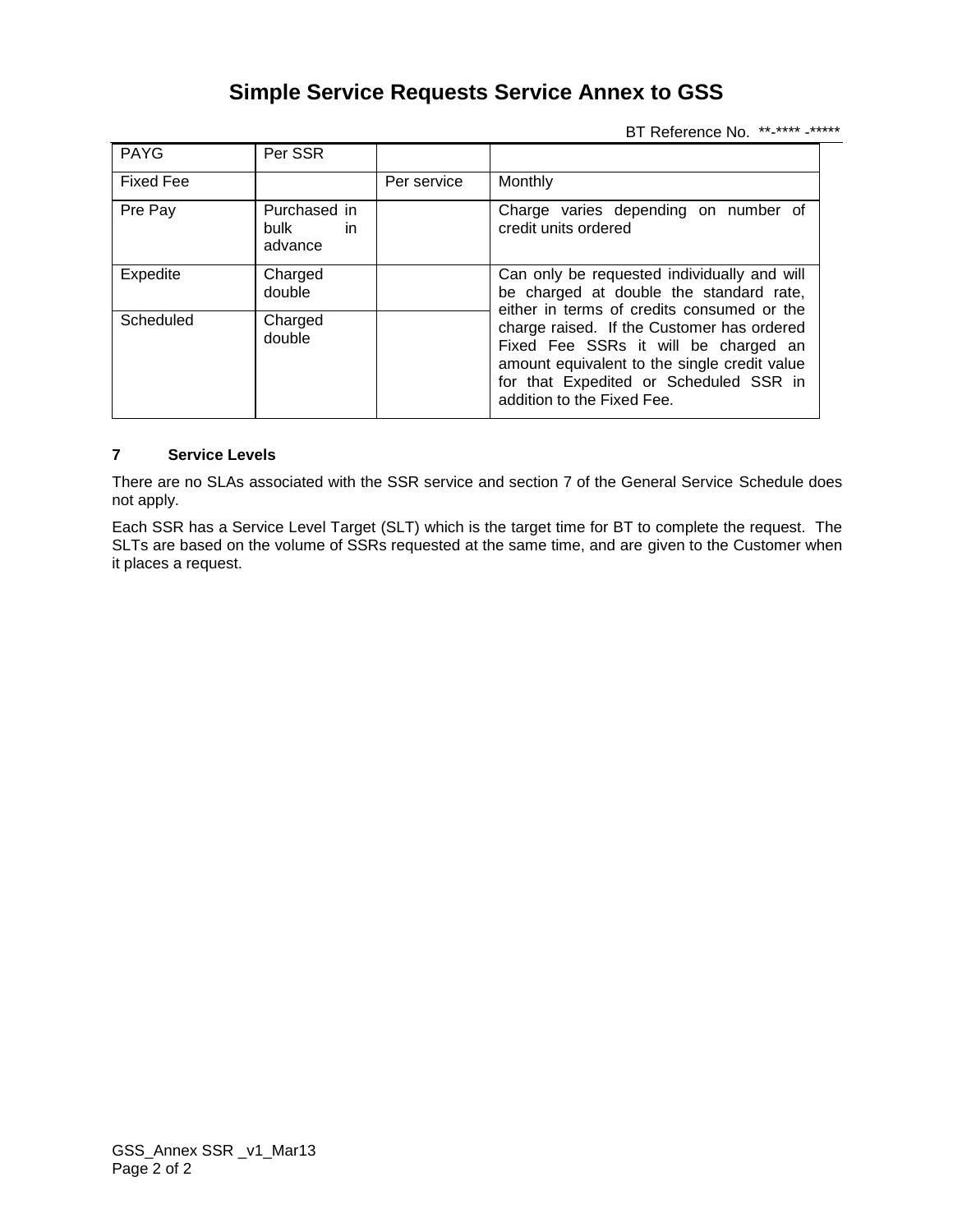| | | | |
|---|---|---|---|
| PAYG | Per SSR | | |
| Fixed Fee | | Per service | Monthly |
| Pre Pay | Purchased in bulk in advance | | Charge varies depending on number of credit units ordered |
| Expedite | Charged double | | Can only be requested individually and will be charged at double the standard rate, either in terms of credits consumed or the charge raised. If the Customer has ordered Fixed Fee SSRs it will be charged an amount equivalent to the single credit value for that Expedited or Scheduled SSR in addition to the Fixed Fee. |
| Scheduled | Charged double | | |

### 7 Service Levels

There are no SLAs associated with the SSR service and section 7 of the General Service Schedule does not apply.

Each SSR has a Service Level Target (SLT) which is the target time for BT to complete the request. The SLTs are based on the volume of SSRs requested at the same time, and are given to the Customer when it places a request.